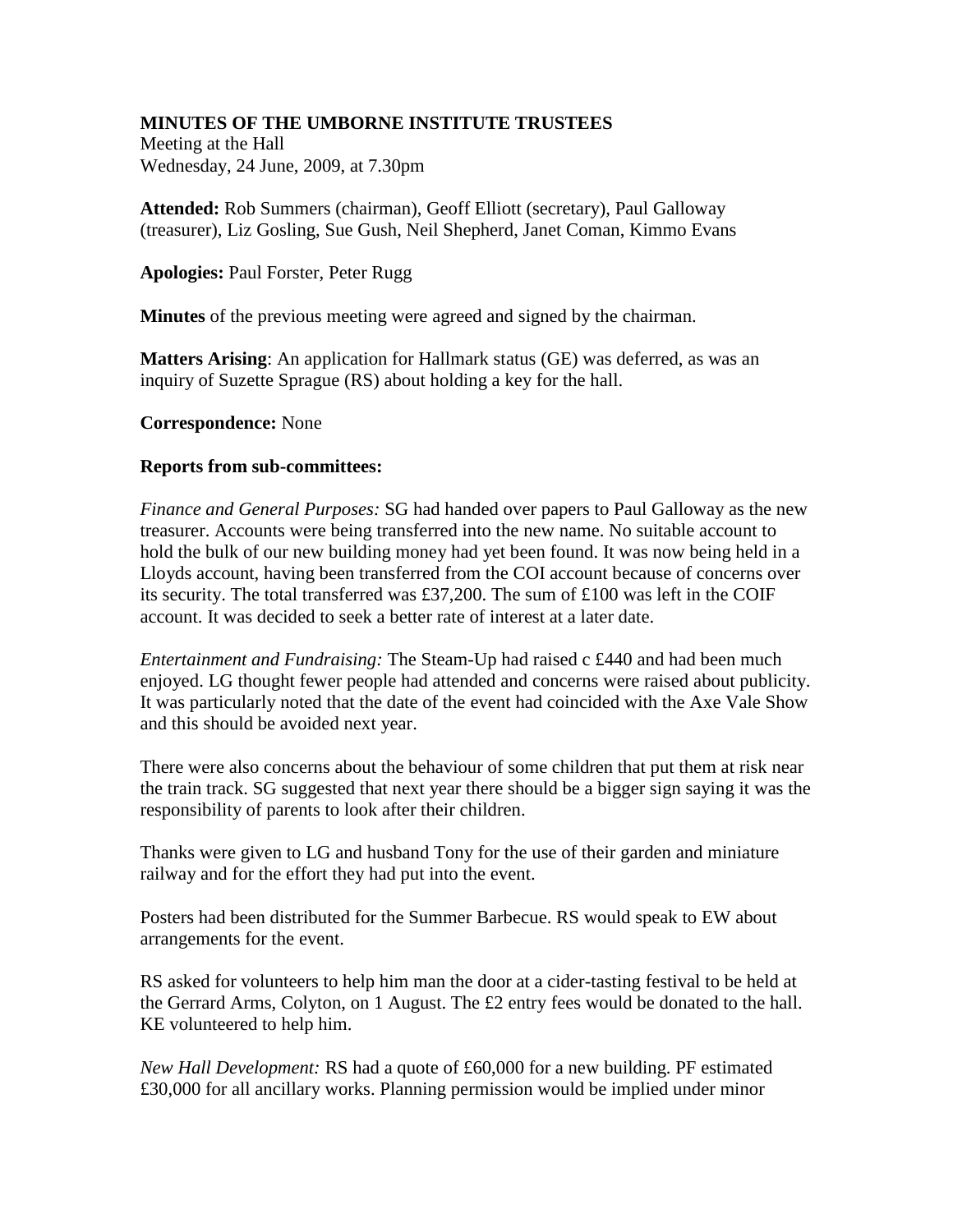**MINUTES OF THE UMBORNE INSTITUTE TRUSTEES**
Meeting at the Hall
Wednesday, 24 June, 2009, at 7.30pm

**Attended:** Rob Summers (chairman), Geoff Elliott (secretary), Paul Galloway (treasurer), Liz Gosling, Sue Gush, Neil Shepherd, Janet Coman, Kimmo Evans

**Apologies:** Paul Forster, Peter Rugg

**Minutes** of the previous meeting were agreed and signed by the chairman.

**Matters Arising**: An application for Hallmark status (GE) was deferred, as was an inquiry of Suzette Sprague (RS) about holding a key for the hall.

**Correspondence:** None

**Reports from sub-committees:**

*Finance and General Purposes:* SG had handed over papers to Paul Galloway as the new treasurer. Accounts were being transferred into the new name. No suitable account to hold the bulk of our new building money had yet been found. It was now being held in a Lloyds account, having been transferred from the COI account because of concerns over its security. The total transferred was £37,200. The sum of £100 was left in the COIF account. It was decided to seek a better rate of interest at a later date.

*Entertainment and Fundraising:* The Steam-Up had raised c £440 and had been much enjoyed. LG thought fewer people had attended and concerns were raised about publicity. It was particularly noted that the date of the event had coincided with the Axe Vale Show and this should be avoided next year.

There were also concerns about the behaviour of some children that put them at risk near the train track. SG suggested that next year there should be a bigger sign saying it was the responsibility of parents to look after their children.

Thanks were given to LG and husband Tony for the use of their garden and miniature railway and for the effort they had put into the event.

Posters had been distributed for the Summer Barbecue. RS would speak to EW about arrangements for the event.

RS asked for volunteers to help him man the door at a cider-tasting festival to be held at the Gerrard Arms, Colyton, on 1 August. The £2 entry fees would be donated to the hall. KE volunteered to help him.

*New Hall Development:* RS had a quote of £60,000 for a new building. PF estimated £30,000 for all ancillary works. Planning permission would be implied under minor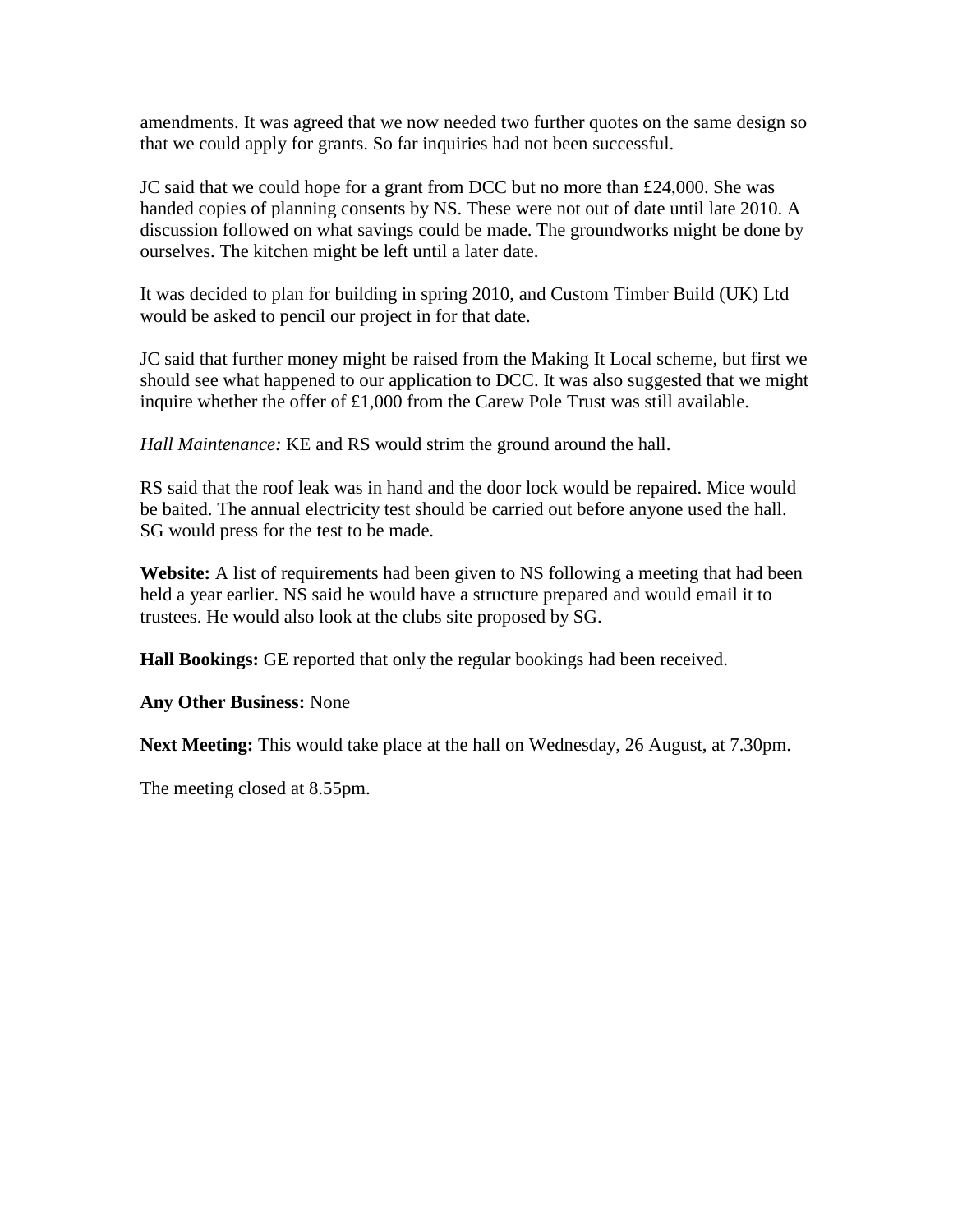amendments. It was agreed that we now needed two further quotes on the same design so that we could apply for grants. So far inquiries had not been successful.

JC said that we could hope for a grant from DCC but no more than £24,000. She was handed copies of planning consents by NS. These were not out of date until late 2010. A discussion followed on what savings could be made. The groundworks might be done by ourselves. The kitchen might be left until a later date.

It was decided to plan for building in spring 2010, and Custom Timber Build (UK) Ltd would be asked to pencil our project in for that date.

JC said that further money might be raised from the Making It Local scheme, but first we should see what happened to our application to DCC. It was also suggested that we might inquire whether the offer of £1,000 from the Carew Pole Trust was still available.

*Hall Maintenance:* KE and RS would strim the ground around the hall.

RS said that the roof leak was in hand and the door lock would be repaired. Mice would be baited. The annual electricity test should be carried out before anyone used the hall. SG would press for the test to be made.

**Website:** A list of requirements had been given to NS following a meeting that had been held a year earlier. NS said he would have a structure prepared and would email it to trustees. He would also look at the clubs site proposed by SG.

**Hall Bookings:** GE reported that only the regular bookings had been received.

**Any Other Business:** None

**Next Meeting:** This would take place at the hall on Wednesday, 26 August, at 7.30pm.

The meeting closed at 8.55pm.